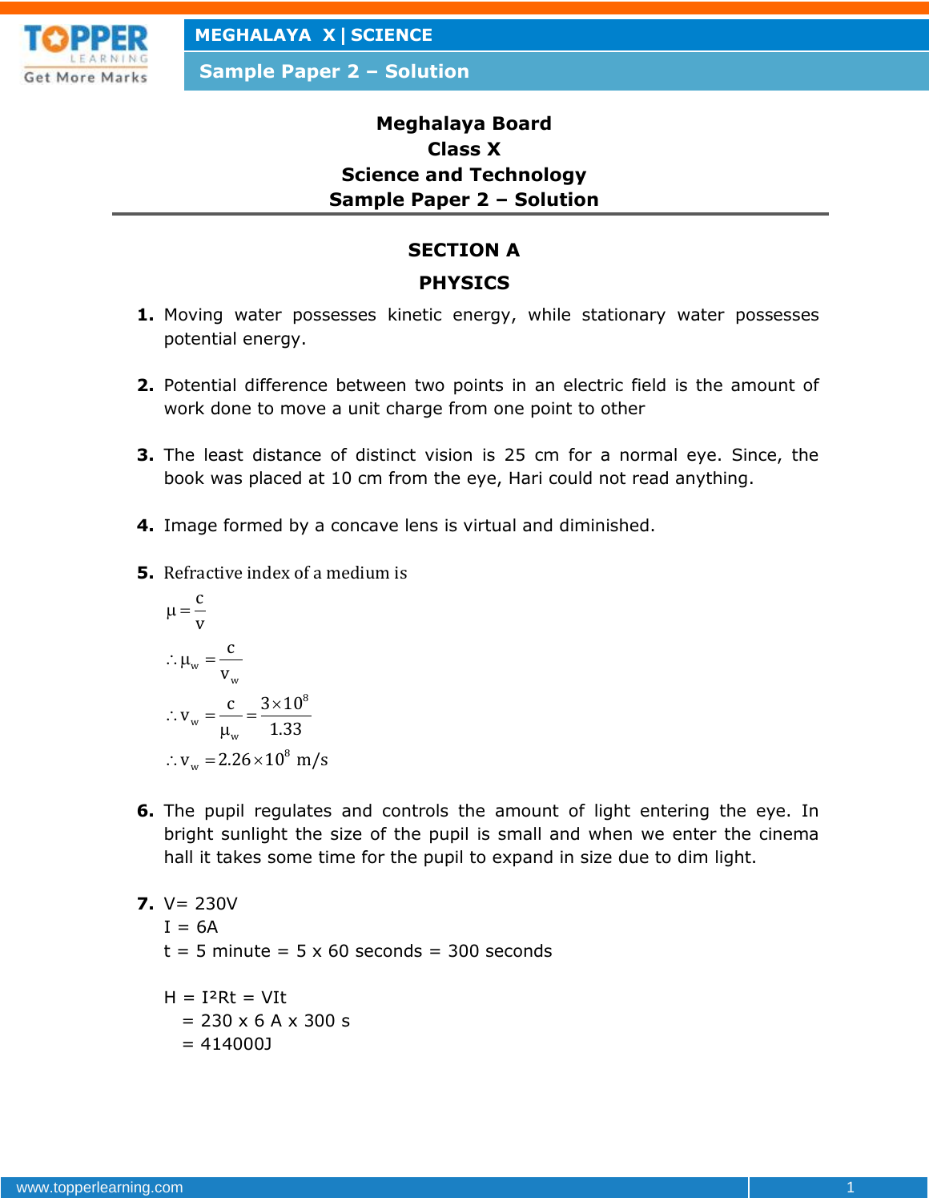# Meghalaya Board
# Class X
# Science and Technology
# Sample Paper 2 – Solution

## SECTION A

## PHYSICS

**1.** Moving water possesses kinetic energy, while stationary water possesses potential energy.

**2.** Potential difference between two points in an electric field is the amount of work done to move a unit charge from one point to other

**3.** The least distance of distinct vision is 25 cm for a normal eye. Since, the book was placed at 10 cm from the eye, Hari could not read anything.

**4.** Image formed by a concave lens is virtual and diminished.

**5.** Refractive index of a medium is

$$\mu = \frac{c}{v}$$

$$\therefore \mu_w = \frac{c}{v_w}$$

$$\therefore v_w = \frac{c}{\mu_w} = \frac{3\times10^8}{1.33}$$

$$\therefore v_w = 2.26\times10^8 \text{ m/s}$$

**6.** The pupil regulates and controls the amount of light entering the eye. In bright sunlight the size of the pupil is small and when we enter the cinema hall it takes some time for the pupil to expand in size due to dim light.

**7.** V= 230V
I = 6A
t = 5 minute = 5 x 60 seconds = 300 seconds

H = $I^2Rt$ = VIt
= 230 x 6 A x 300 s
= 414000J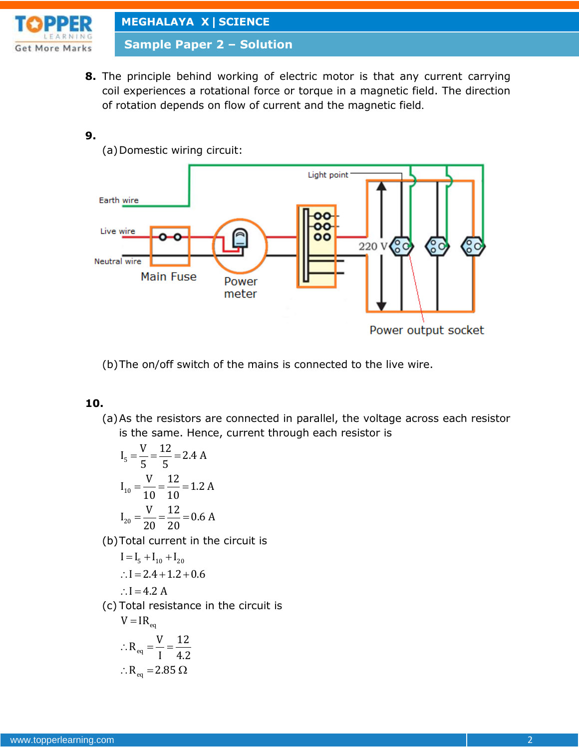**8.** The principle behind working of electric motor is that any current carrying coil experiences a rotational force or torque in a magnetic field. The direction of rotation depends on flow of current and the magnetic field.

**9.**

(a) Domestic wiring circuit:

Light point

Earth wire

Live wire

Neutral wire

Main Fuse

Power meter

220 V

Power output socket

(b) The on/off switch of the mains is connected to the live wire.

**10.**

(a) As the resistors are connected in parallel, the voltage across each resistor is the same. Hence, current through each resistor is

$$I_5 = \frac{V}{5} = \frac{12}{5} = 2.4 \text{ A}$$

$$I_{10} = \frac{V}{10} = \frac{12}{10} = 1.2 \text{ A}$$

$$I_{20} = \frac{V}{20} = \frac{12}{20} = 0.6 \text{ A}$$

(b) Total current in the circuit is

$$I = I_5 + I_{10} + I_{20}$$

$$\therefore I = 2.4 + 1.2 + 0.6$$

$$\therefore I = 4.2 \text{ A}$$

(c) Total resistance in the circuit is

$$V = IR_{eq}$$

$$\therefore R_{eq} = \frac{V}{I} = \frac{12}{4.2}$$

$$\therefore R_{eq} = 2.85\ \Omega$$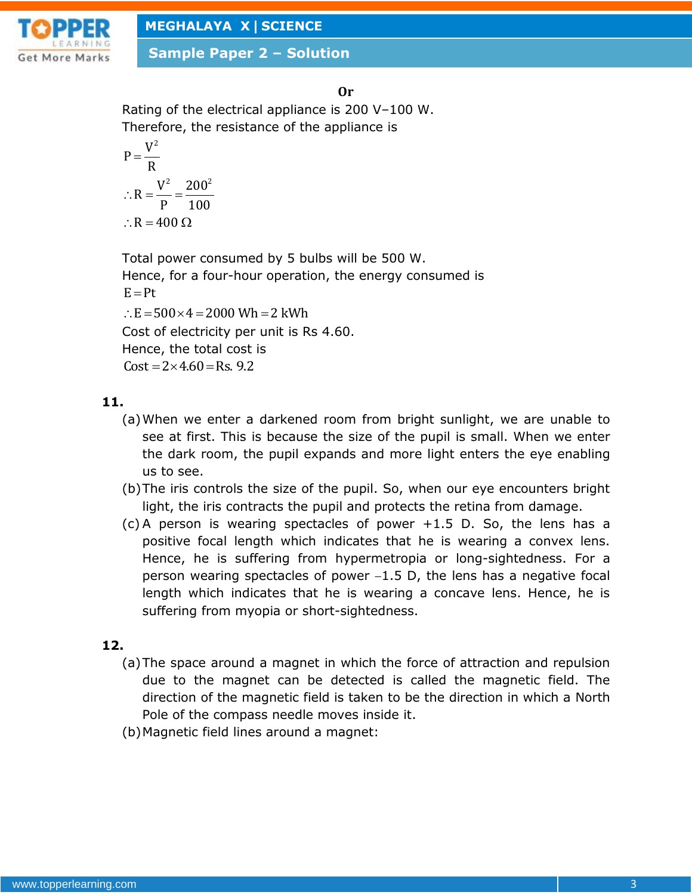**Or**

Rating of the electrical appliance is 200 V–100 W.

Therefore, the resistance of the appliance is

$$P = \frac{V^2}{R}$$

$$\therefore R = \frac{V^2}{P} = \frac{200^2}{100}$$

$$\therefore R = 400\ \Omega$$

Total power consumed by 5 bulbs will be 500 W.

Hence, for a four-hour operation, the energy consumed is

$$E = Pt$$

$$\therefore E = 500 \times 4 = 2000\ \text{Wh} = 2\ \text{kWh}$$

Cost of electricity per unit is Rs 4.60.

Hence, the total cost is

$$\text{Cost} = 2 \times 4.60 = \text{Rs. } 9.2$$

**11.**

(a) When we enter a darkened room from bright sunlight, we are unable to see at first. This is because the size of the pupil is small. When we enter the dark room, the pupil expands and more light enters the eye enabling us to see.

(b) The iris controls the size of the pupil. So, when our eye encounters bright light, the iris contracts the pupil and protects the retina from damage.

(c) A person is wearing spectacles of power +1.5 D. So, the lens has a positive focal length which indicates that he is wearing a convex lens. Hence, he is suffering from hypermetropia or long-sightedness. For a person wearing spectacles of power −1.5 D, the lens has a negative focal length which indicates that he is wearing a concave lens. Hence, he is suffering from myopia or short-sightedness.

**12.**

(a) The space around a magnet in which the force of attraction and repulsion due to the magnet can be detected is called the magnetic field. The direction of the magnetic field is taken to be the direction in which a North Pole of the compass needle moves inside it.

(b) Magnetic field lines around a magnet: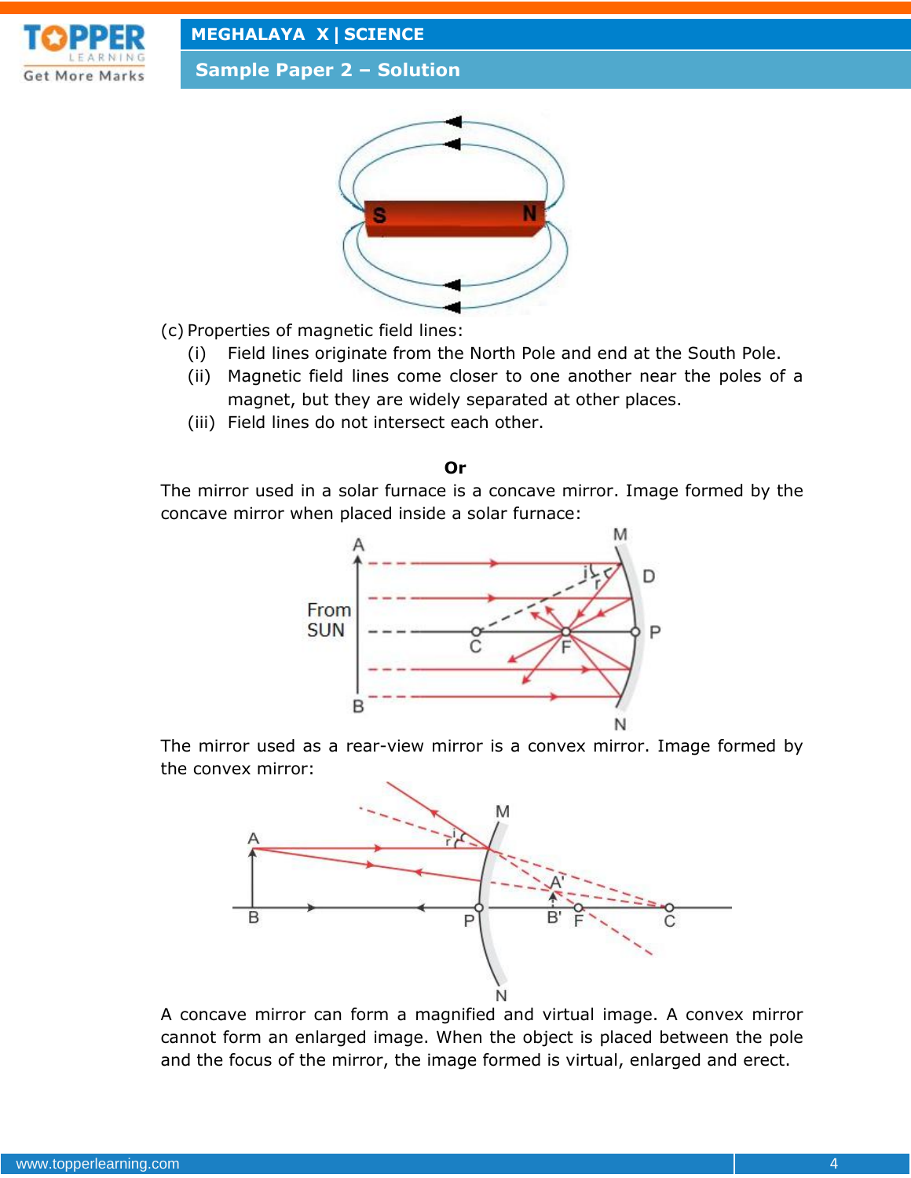(c) Properties of magnetic field lines:

(i) Field lines originate from the North Pole and end at the South Pole.

(ii) Magnetic field lines come closer to one another near the poles of a magnet, but they are widely separated at other places.

(iii) Field lines do not intersect each other.

**Or**

The mirror used in a solar furnace is a concave mirror. Image formed by the concave mirror when placed inside a solar furnace:

The mirror used as a rear-view mirror is a convex mirror. Image formed by the convex mirror:

A concave mirror can form a magnified and virtual image. A convex mirror cannot form an enlarged image. When the object is placed between the pole and the focus of the mirror, the image formed is virtual, enlarged and erect.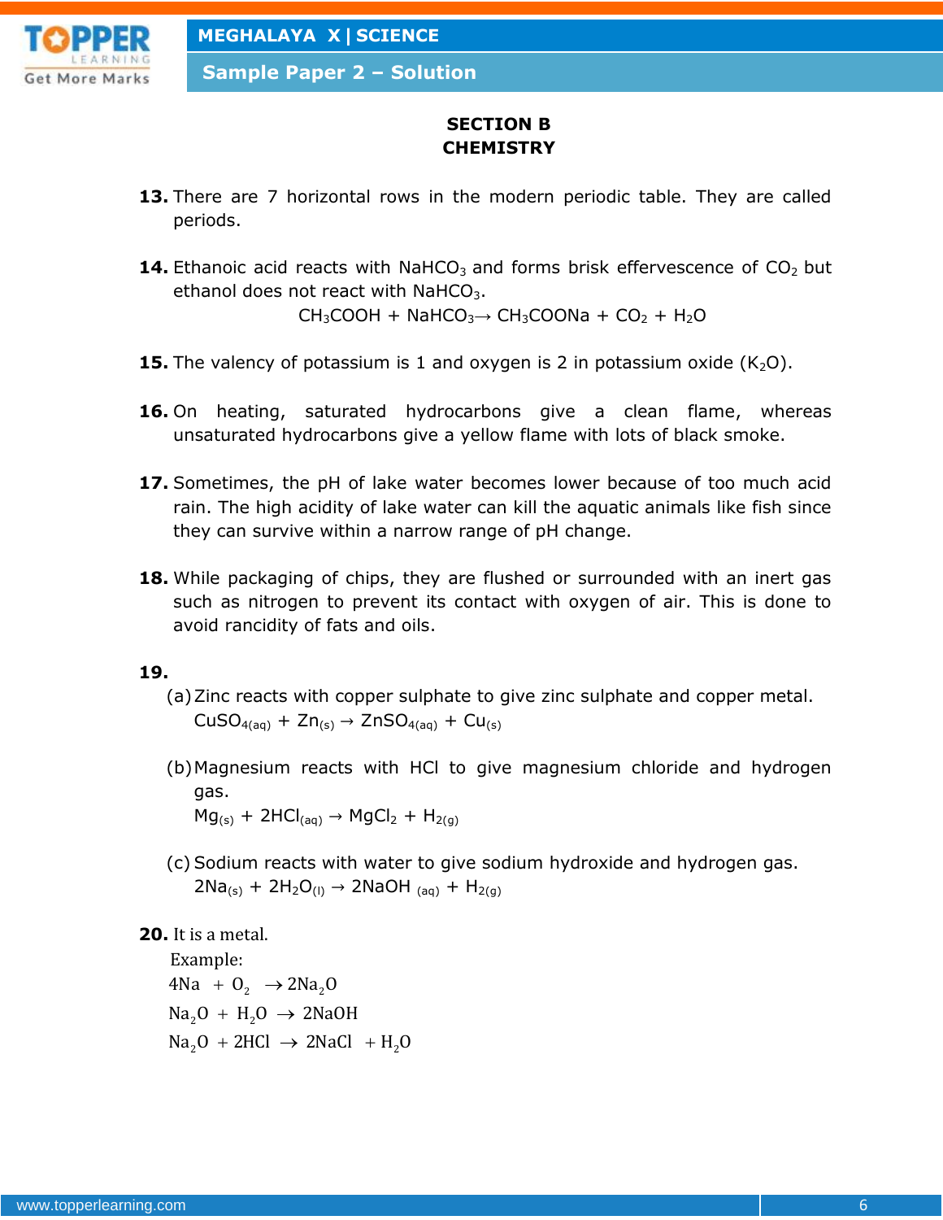## SECTION B
## CHEMISTRY

**13.** There are 7 horizontal rows in the modern periodic table. They are called periods.

**14.** Ethanoic acid reacts with $NaHCO_3$ and forms brisk effervescence of $CO_2$ but ethanol does not react with $NaHCO_3$.

$$CH_3COOH + NaHCO_3 \rightarrow CH_3COONa + CO_2 + H_2O$$

**15.** The valency of potassium is 1 and oxygen is 2 in potassium oxide ($K_2O$).

**16.** On heating, saturated hydrocarbons give a clean flame, whereas unsaturated hydrocarbons give a yellow flame with lots of black smoke.

**17.** Sometimes, the pH of lake water becomes lower because of too much acid rain. The high acidity of lake water can kill the aquatic animals like fish since they can survive within a narrow range of pH change.

**18.** While packaging of chips, they are flushed or surrounded with an inert gas such as nitrogen to prevent its contact with oxygen of air. This is done to avoid rancidity of fats and oils.

**19.**

(a) Zinc reacts with copper sulphate to give zinc sulphate and copper metal.

$$CuSO_{4(aq)} + Zn_{(s)} \rightarrow ZnSO_{4(aq)} + Cu_{(s)}$$

(b) Magnesium reacts with HCl to give magnesium chloride and hydrogen gas.

$$Mg_{(s)} + 2HCl_{(aq)} \rightarrow MgCl_2 + H_{2(g)}$$

(c) Sodium reacts with water to give sodium hydroxide and hydrogen gas.

$$2Na_{(s)} + 2H_2O_{(l)} \rightarrow 2NaOH_{(aq)} + H_{2(g)}$$

**20.** It is a metal.

Example:

$$4Na + O_2 \rightarrow 2Na_2O$$

$$Na_2O + H_2O \rightarrow 2NaOH$$

$$Na_2O + 2HCl \rightarrow 2NaCl + H_2O$$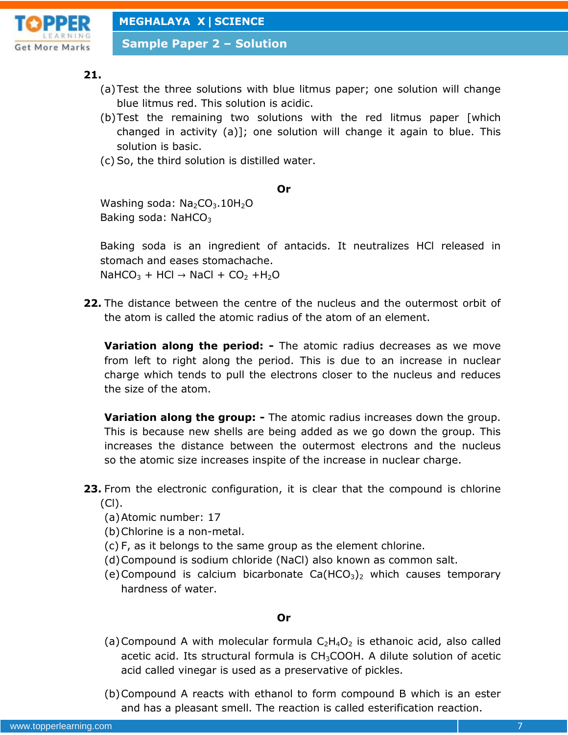**21.**

(a) Test the three solutions with blue litmus paper; one solution will change blue litmus red. This solution is acidic.

(b) Test the remaining two solutions with the red litmus paper [which changed in activity (a)]; one solution will change it again to blue. This solution is basic.

(c) So, the third solution is distilled water.

**Or**

Washing soda: $Na_2CO_3.10H_2O$
Baking soda: $NaHCO_3$

Baking soda is an ingredient of antacids. It neutralizes HCl released in stomach and eases stomachache.
$NaHCO_3 + HCl \rightarrow NaCl + CO_2 + H_2O$

**22.** The distance between the centre of the nucleus and the outermost orbit of the atom is called the atomic radius of the atom of an element.

**Variation along the period: -** The atomic radius decreases as we move from left to right along the period. This is due to an increase in nuclear charge which tends to pull the electrons closer to the nucleus and reduces the size of the atom.

**Variation along the group: -** The atomic radius increases down the group. This is because new shells are being added as we go down the group. This increases the distance between the outermost electrons and the nucleus so the atomic size increases inspite of the increase in nuclear charge.

**23.** From the electronic configuration, it is clear that the compound is chlorine (Cl).

(a) Atomic number: 17

(b) Chlorine is a non-metal.

(c) F, as it belongs to the same group as the element chlorine.

(d) Compound is sodium chloride (NaCl) also known as common salt.

(e) Compound is calcium bicarbonate $Ca(HCO_3)_2$ which causes temporary hardness of water.

**Or**

(a) Compound A with molecular formula $C_2H_4O_2$ is ethanoic acid, also called acetic acid. Its structural formula is $CH_3COOH$. A dilute solution of acetic acid called vinegar is used as a preservative of pickles.

(b) Compound A reacts with ethanol to form compound B which is an ester and has a pleasant smell. The reaction is called esterification reaction.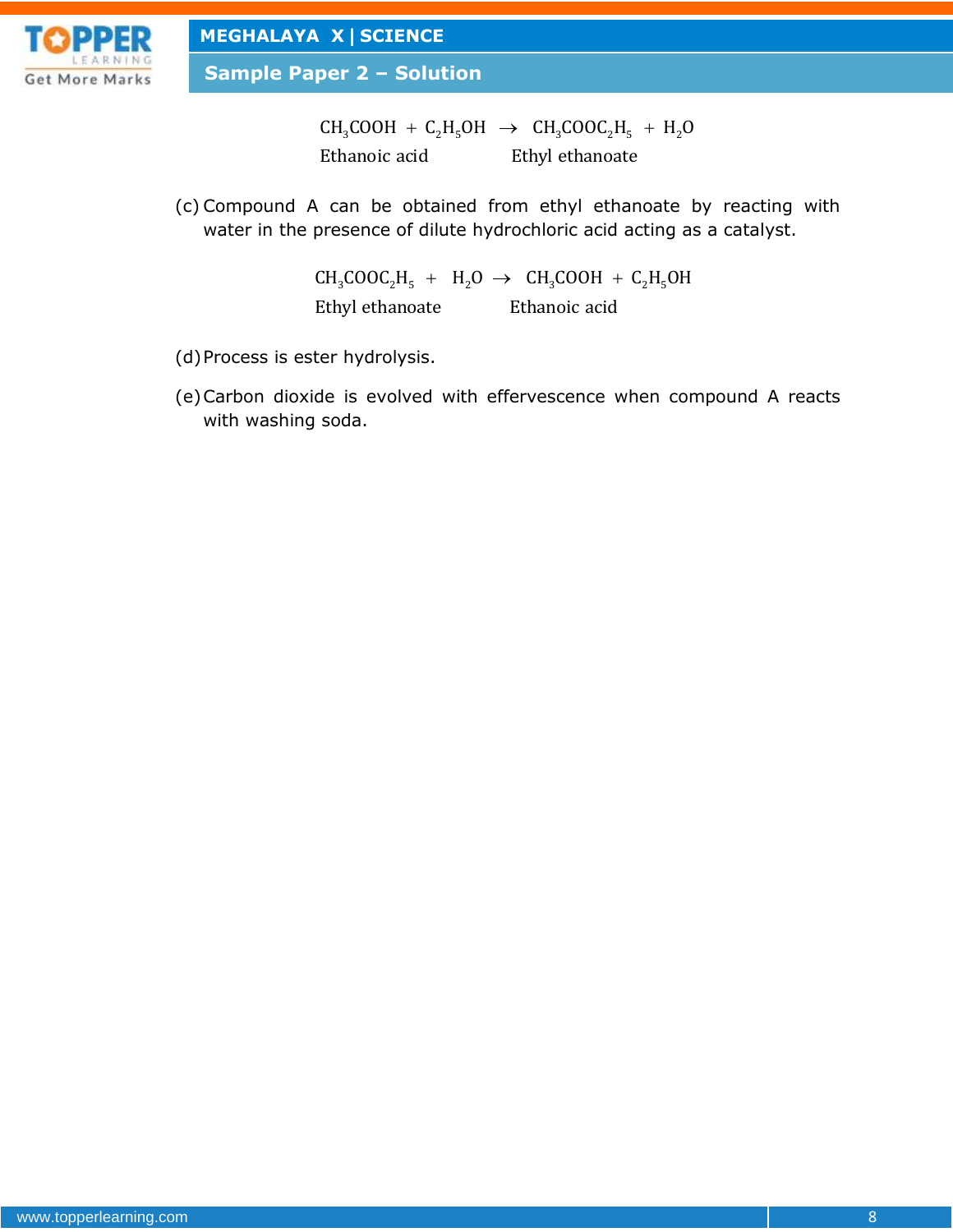$$\underset{\text{Ethanoic acid}}{CH_3COOH} + C_2H_5OH \rightarrow \underset{\text{Ethyl ethanoate}}{CH_3COOC_2H_5} + H_2O$$

(c) Compound A can be obtained from ethyl ethanoate by reacting with water in the presence of dilute hydrochloric acid acting as a catalyst.

$$\underset{\text{Ethyl ethanoate}}{CH_3COOC_2H_5} + H_2O \rightarrow \underset{\text{Ethanoic acid}}{CH_3COOH} + C_2H_5OH$$

(d) Process is ester hydrolysis.

(e) Carbon dioxide is evolved with effervescence when compound A reacts with washing soda.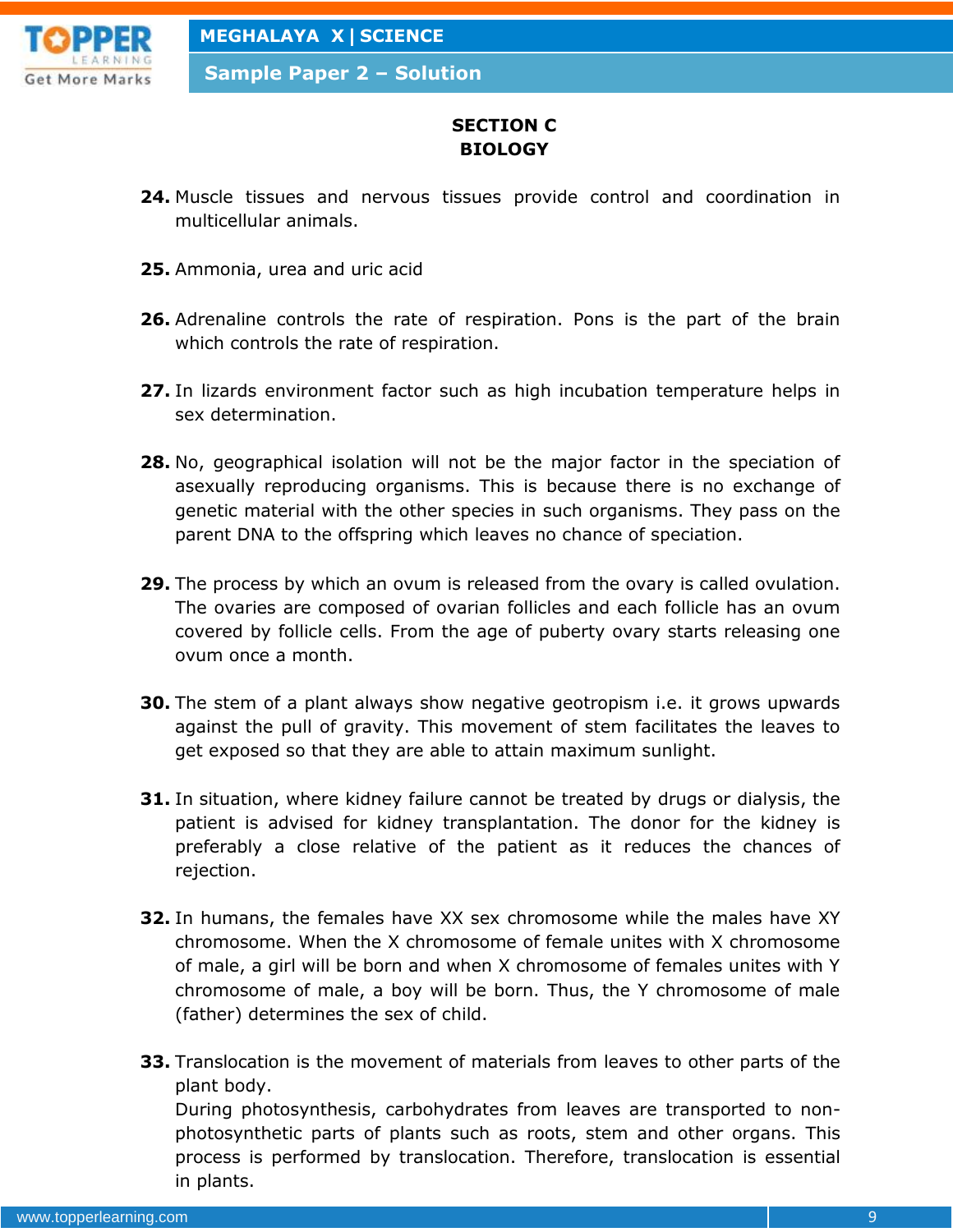## SECTION C
## BIOLOGY

**24.** Muscle tissues and nervous tissues provide control and coordination in multicellular animals.

**25.** Ammonia, urea and uric acid

**26.** Adrenaline controls the rate of respiration. Pons is the part of the brain which controls the rate of respiration.

**27.** In lizards environment factor such as high incubation temperature helps in sex determination.

**28.** No, geographical isolation will not be the major factor in the speciation of asexually reproducing organisms. This is because there is no exchange of genetic material with the other species in such organisms. They pass on the parent DNA to the offspring which leaves no chance of speciation.

**29.** The process by which an ovum is released from the ovary is called ovulation. The ovaries are composed of ovarian follicles and each follicle has an ovum covered by follicle cells. From the age of puberty ovary starts releasing one ovum once a month.

**30.** The stem of a plant always show negative geotropism i.e. it grows upwards against the pull of gravity. This movement of stem facilitates the leaves to get exposed so that they are able to attain maximum sunlight.

**31.** In situation, where kidney failure cannot be treated by drugs or dialysis, the patient is advised for kidney transplantation. The donor for the kidney is preferably a close relative of the patient as it reduces the chances of rejection.

**32.** In humans, the females have XX sex chromosome while the males have XY chromosome. When the X chromosome of female unites with X chromosome of male, a girl will be born and when X chromosome of females unites with Y chromosome of male, a boy will be born. Thus, the Y chromosome of male (father) determines the sex of child.

**33.** Translocation is the movement of materials from leaves to other parts of the plant body.
During photosynthesis, carbohydrates from leaves are transported to non-photosynthetic parts of plants such as roots, stem and other organs. This process is performed by translocation. Therefore, translocation is essential in plants.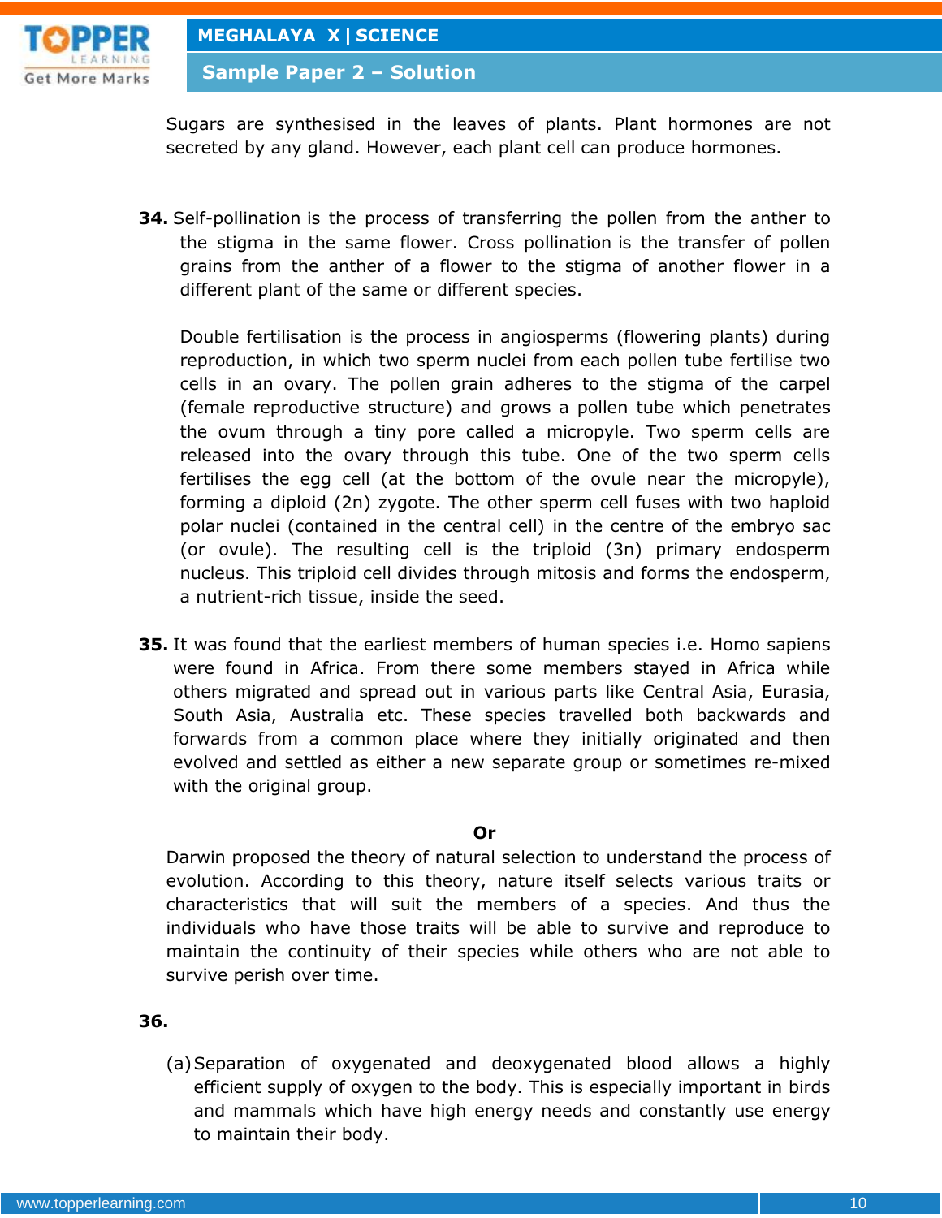Sugars are synthesised in the leaves of plants. Plant hormones are not secreted by any gland. However, each plant cell can produce hormones.

**34.** Self-pollination is the process of transferring the pollen from the anther to the stigma in the same flower. Cross pollination is the transfer of pollen grains from the anther of a flower to the stigma of another flower in a different plant of the same or different species.

Double fertilisation is the process in angiosperms (flowering plants) during reproduction, in which two sperm nuclei from each pollen tube fertilise two cells in an ovary. The pollen grain adheres to the stigma of the carpel (female reproductive structure) and grows a pollen tube which penetrates the ovum through a tiny pore called a micropyle. Two sperm cells are released into the ovary through this tube. One of the two sperm cells fertilises the egg cell (at the bottom of the ovule near the micropyle), forming a diploid (2n) zygote. The other sperm cell fuses with two haploid polar nuclei (contained in the central cell) in the centre of the embryo sac (or ovule). The resulting cell is the triploid (3n) primary endosperm nucleus. This triploid cell divides through mitosis and forms the endosperm, a nutrient-rich tissue, inside the seed.

**35.** It was found that the earliest members of human species i.e. Homo sapiens were found in Africa. From there some members stayed in Africa while others migrated and spread out in various parts like Central Asia, Eurasia, South Asia, Australia etc. These species travelled both backwards and forwards from a common place where they initially originated and then evolved and settled as either a new separate group or sometimes re-mixed with the original group.

**Or**

Darwin proposed the theory of natural selection to understand the process of evolution. According to this theory, nature itself selects various traits or characteristics that will suit the members of a species. And thus the individuals who have those traits will be able to survive and reproduce to maintain the continuity of their species while others who are not able to survive perish over time.

**36.**

(a) Separation of oxygenated and deoxygenated blood allows a highly efficient supply of oxygen to the body. This is especially important in birds and mammals which have high energy needs and constantly use energy to maintain their body.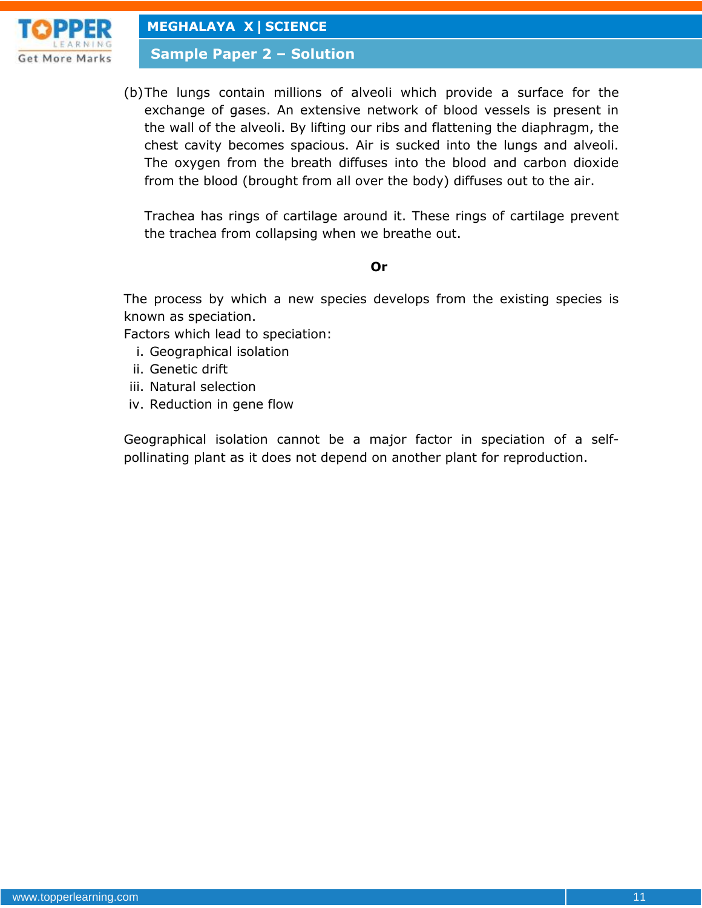(b) The lungs contain millions of alveoli which provide a surface for the exchange of gases. An extensive network of blood vessels is present in the wall of the alveoli. By lifting our ribs and flattening the diaphragm, the chest cavity becomes spacious. Air is sucked into the lungs and alveoli. The oxygen from the breath diffuses into the blood and carbon dioxide from the blood (brought from all over the body) diffuses out to the air.

Trachea has rings of cartilage around it. These rings of cartilage prevent the trachea from collapsing when we breathe out.

**Or**

The process by which a new species develops from the existing species is known as speciation.

Factors which lead to speciation:

i. Geographical isolation
ii. Genetic drift
iii. Natural selection
iv. Reduction in gene flow

Geographical isolation cannot be a major factor in speciation of a self-pollinating plant as it does not depend on another plant for reproduction.